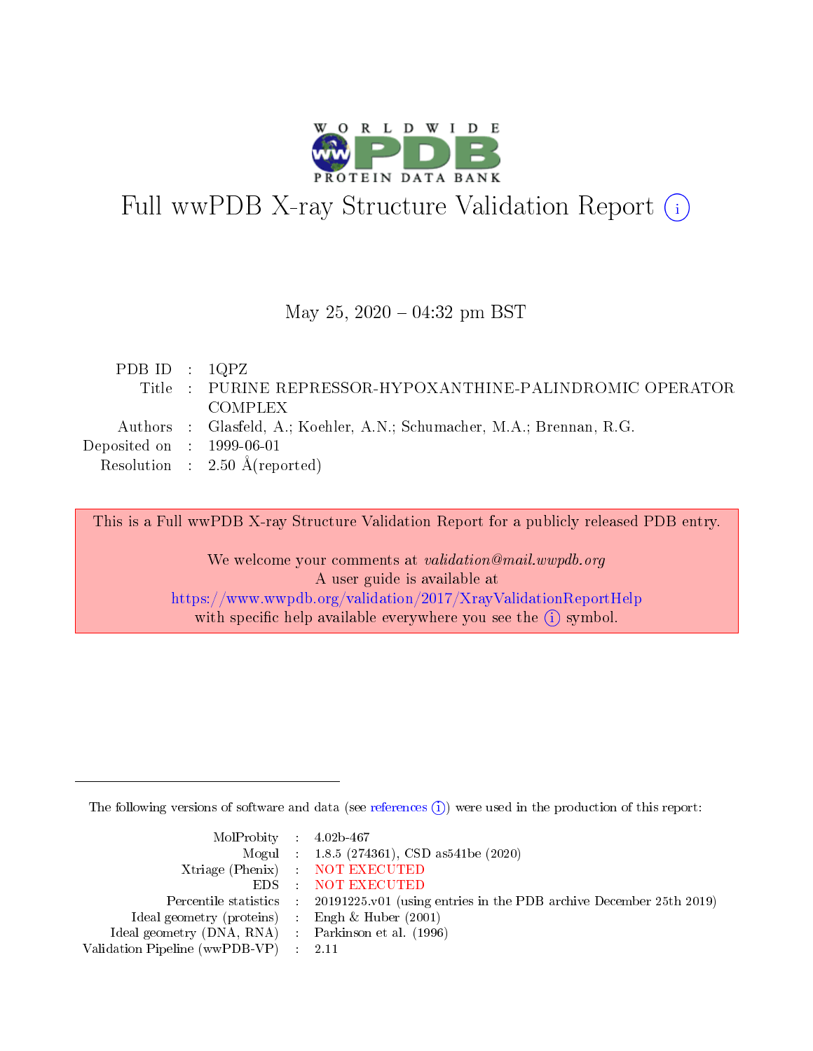# Full wwPDB X-ray Structure Validation Report (i)

May 25, 2020 – 04:32 pm BST

| | | |
|---|---|---|
| PDB ID | : | 1QPZ |
| Title | : | PURINE REPRESSOR-HYPOXANTHINE-PALINDROMIC OPERATOR COMPLEX |
| Authors | : | Glasfeld, A.; Koehler, A.N.; Schumacher, M.A.; Brennan, R.G. |
| Deposited on | : | 1999-06-01 |
| Resolution | : | 2.50 Å(reported) |

This is a Full wwPDB X-ray Structure Validation Report for a publicly released PDB entry.

We welcome your comments at *validation@mail.wwpdb.org*
A user guide is available at
https://www.wwpdb.org/validation/2017/XrayValidationReportHelp
with specific help available everywhere you see the (i) symbol.

The following versions of software and data (see references (i)) were used in the production of this report:

| | | |
|---|---|---|
| MolProbity | : | 4.02b-467 |
| Mogul | : | 1.8.5 (274361), CSD as541be (2020) |
| Xtriage (Phenix) | : | NOT EXECUTED |
| EDS | : | NOT EXECUTED |
| Percentile statistics | : | 20191225.v01 (using entries in the PDB archive December 25th 2019) |
| Ideal geometry (proteins) | : | Engh & Huber (2001) |
| Ideal geometry (DNA, RNA) | : | Parkinson et al. (1996) |
| Validation Pipeline (wwPDB-VP) | : | 2.11 |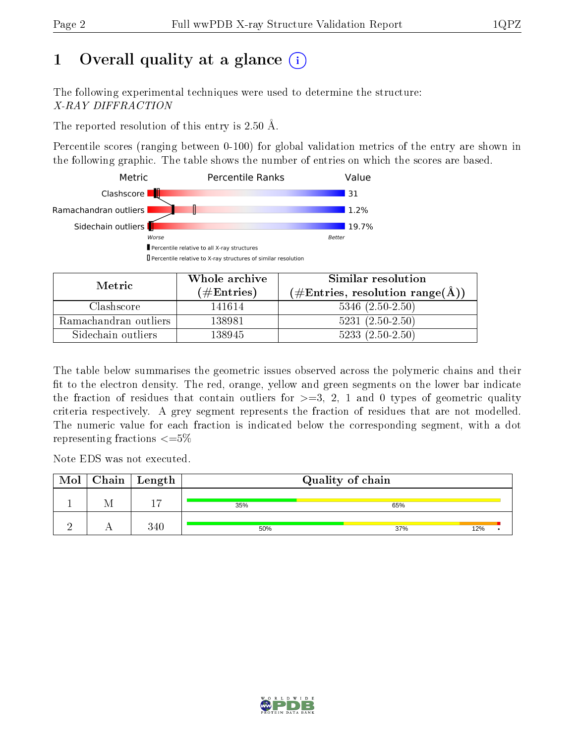# 1 Overall quality at a glance

The following experimental techniques were used to determine the structure:
*X-RAY DIFFRACTION*

The reported resolution of this entry is 2.50 Å.

Percentile scores (ranging between 0-100) for global validation metrics of the entry are shown in the following graphic. The table shows the number of entries on which the scores are based.

| Metric | Value |
|---|---|
| Clashscore | 31 |
| Ramachandran outliers | 1.2% |
| Sidechain outliers | 19.7% |

Worse — Better

Percentile relative to all X-ray structures

Percentile relative to X-ray structures of similar resolution

| Metric | Whole archive (#Entries) | Similar resolution (#Entries, resolution range(Å)) |
|---|---|---|
| Clashscore | 141614 | 5346 (2.50-2.50) |
| Ramachandran outliers | 138981 | 5231 (2.50-2.50) |
| Sidechain outliers | 138945 | 5233 (2.50-2.50) |

The table below summarises the geometric issues observed across the polymeric chains and their fit to the electron density. The red, orange, yellow and green segments on the lower bar indicate the fraction of residues that contain outliers for >=3, 2, 1 and 0 types of geometric quality criteria respectively. A grey segment represents the fraction of residues that are not modelled. The numeric value for each fraction is indicated below the corresponding segment, with a dot representing fractions <=5%

Note EDS was not executed.

| Mol | Chain | Length | Quality of chain |
|---|---|---|---|
| 1 | M | 17 | 35% 65% |
| 2 | A | 340 | 50% 37% 12% • |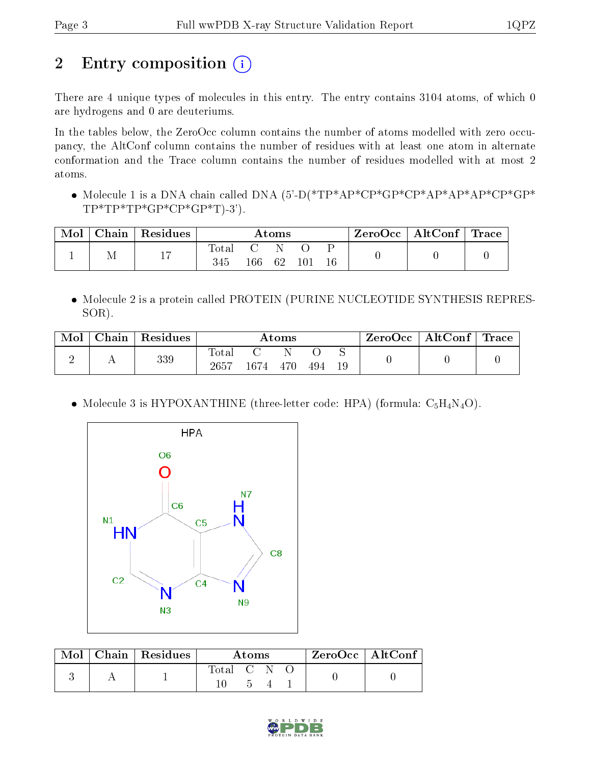# 2 Entry composition (i)

There are 4 unique types of molecules in this entry. The entry contains 3104 atoms, of which 0 are hydrogens and 0 are deuteriums.

In the tables below, the ZeroOcc column contains the number of atoms modelled with zero occupancy, the AltConf column contains the number of residues with at least one atom in alternate conformation and the Trace column contains the number of residues modelled with at most 2 atoms.

- Molecule 1 is a DNA chain called DNA (5'-D(*TP*AP*CP*GP*CP*AP*AP*AP*CP*GP*TP*TP*TP*GP*CP*GP*T)-3').

| Mol | Chain | Residues | Atoms | | | | | ZeroOcc | AltConf | Trace |
|---|---|---|---|---|---|---|---|---|---|---|
| | | | Total | C | N | O | P | | | |
| 1 | M | 17 | 345 | 166 | 62 | 101 | 16 | 0 | 0 | 0 |

- Molecule 2 is a protein called PROTEIN (PURINE NUCLEOTIDE SYNTHESIS REPRESSOR).

| Mol | Chain | Residues | Atoms | | | | | ZeroOcc | AltConf | Trace |
|---|---|---|---|---|---|---|---|---|---|---|
| | | | Total | C | N | O | S | | | |
| 2 | A | 339 | 2657 | 1674 | 470 | 494 | 19 | 0 | 0 | 0 |

- Molecule 3 is HYPOXANTHINE (three-letter code: HPA) (formula: $C_5H_4N_4O$).

| Mol | Chain | Residues | Atoms | | | | ZeroOcc | AltConf |
|---|---|---|---|---|---|---|---|---|
| | | | Total | C | N | O | | |
| 3 | A | 1 | 10 | 5 | 4 | 1 | 0 | 0 |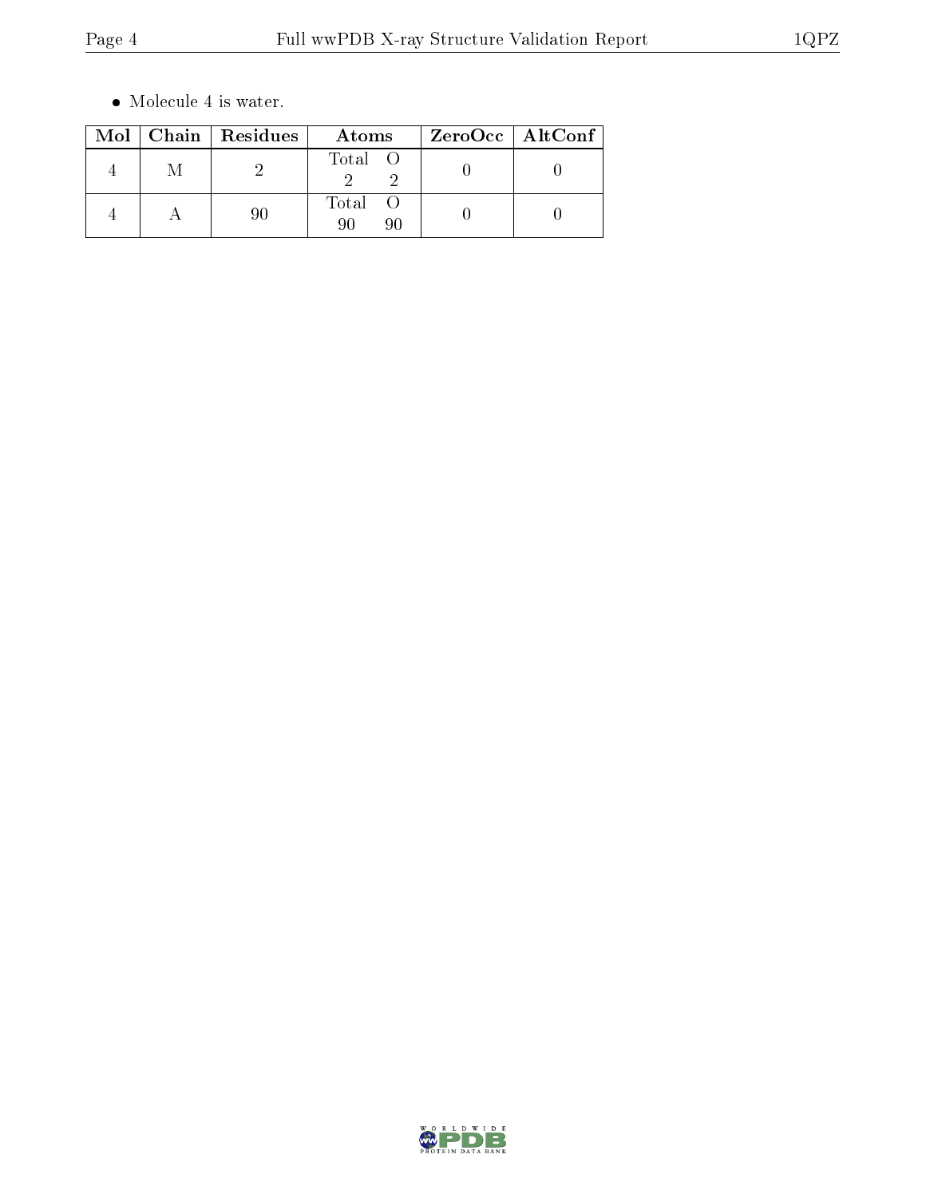- Molecule 4 is water.

| Mol | Chain | Residues | Atoms | ZeroOcc | AltConf |
|---|---|---|---|---|---|
| 4 | M | 2 | Total O<br>2 2 | 0 | 0 |
| 4 | A | 90 | Total O<br>90 90 | 0 | 0 |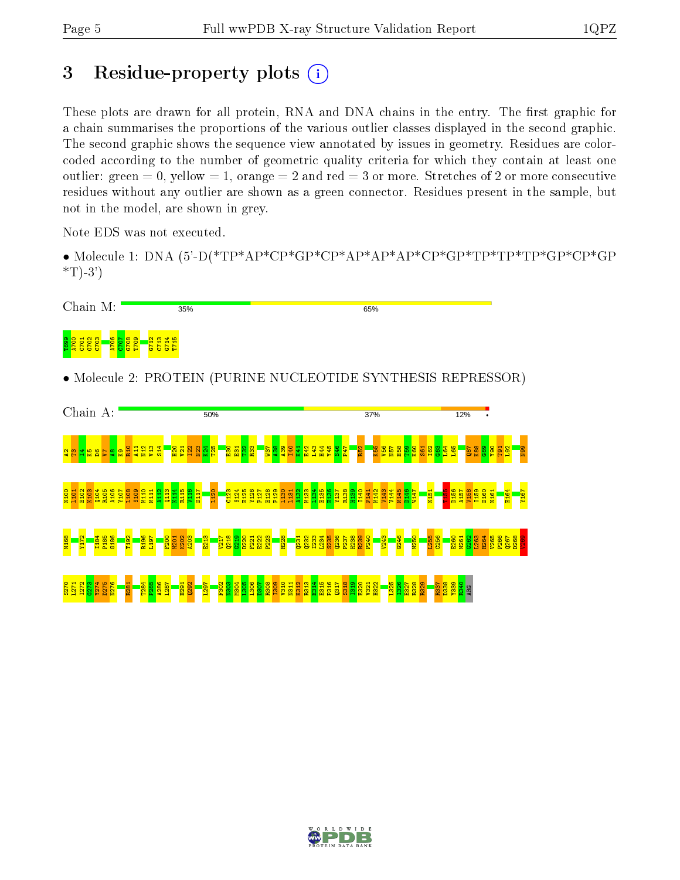# 3 Residue-property plots

These plots are drawn for all protein, RNA and DNA chains in the entry. The first graphic for a chain summarises the proportions of the various outlier classes displayed in the second graphic. The second graphic shows the sequence view annotated by issues in geometry. Residues are color-coded according to the number of geometric quality criteria for which they contain at least one outlier: green = 0, yellow = 1, orange = 2 and red = 3 or more. Stretches of 2 or more consecutive residues without any outlier are shown as a green connector. Residues present in the sample, but not in the model, are shown in grey.

Note EDS was not executed.

- Molecule 1: DNA (5'-D(*TP*AP*CP*GP*CP*AP*AP*AP*CP*GP*TP*TP*TP*GP*CP*GP*T)-3')

Chain M: 35% 65%

T699 A700 C701 G702 C703 A706 C707 G708 T709 G712 C713 G714 T715

- Molecule 2: PROTEIN (PURINE NUCLEOTIDE SYNTHESIS REPRESSOR)

Chain A: 50% 37% 12% •

A2 T3 I4 K5 D6 V7 A8 K9 R10 A11 N12 V13 S14 H20 V21 I22 N23 K24 T25 E30 E31 T32 R33 W37 A38 A39 I40 K41 E42 L43 H44 Y45 S46 P47 R52 K55 V56 N57 H58 T59 K60 S61 I62 G63 L64 L65 Q87 K88 G89 Y90 T91 L92 N99 N100 L101 E102 K103 Q104 R105 A106 Y107 L108 S109 M110 M111 A112 Q113 K114 R115 V116 D117 L120 C123 S124 E125 Y126 P127 E128 P129 L130 L131 A132 M133 L134 E135 E136 Y137 R138 H139 I140 P141 M142 V143 V144 M145 D146 W147 K151 T155 D156 A157 V158 I159 D160 N161 E164 Y167 M168 Y172 I184 P185 G186 T192 R196 L197 F200 M201 K202 A203 E213 V217 Q218 G219 D220 F221 E222 P223 R228 Q231 Q232 I233 L234 S235 Q236 P237 H238 R239 P240 V243 G246 M250 L255 C256 E260 M261 G262 L263 R264 V265 P266 Q267 D268 V269 S270 L271 I272 G273 Y274 D275 N276 R281 T284 P285 A286 L287 H291 Q292 L297 F302 N303 M304 L305 L306 D307 R308 I309 V310 N311 K312 R313 E314 E315 P316 Q317 S318 H319 E320 V321 H322 L325 I326 E327 R328 R329 R337 D338 Y339 R340 ARG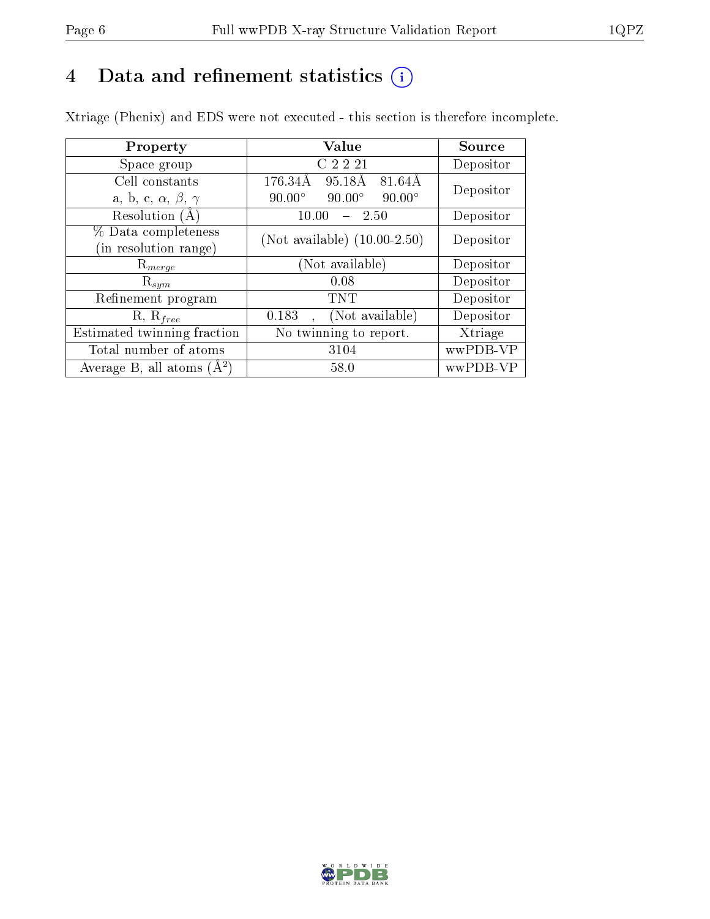# 4 Data and refinement statistics (i)

Xtriage (Phenix) and EDS were not executed - this section is therefore incomplete.

| Property | Value | Source |
|---|---|---|
| Space group | C 2 2 21 | Depositor |
| Cell constants<br>a, b, c, $\alpha$, $\beta$, $\gamma$ | 176.34Å 95.18Å 81.64Å<br>90.00° 90.00° 90.00° | Depositor |
| Resolution (Å) | 10.00 – 2.50 | Depositor |
| % Data completeness<br>(in resolution range) | (Not available) (10.00-2.50) | Depositor |
| $R_{merge}$ | (Not available) | Depositor |
| $R_{sym}$ | 0.08 | Depositor |
| Refinement program | TNT | Depositor |
| R, $R_{free}$ | 0.183 , (Not available) | Depositor |
| Estimated twinning fraction | No twinning to report. | Xtriage |
| Total number of atoms | 3104 | wwPDB-VP |
| Average B, all atoms ($Å^2$) | 58.0 | wwPDB-VP |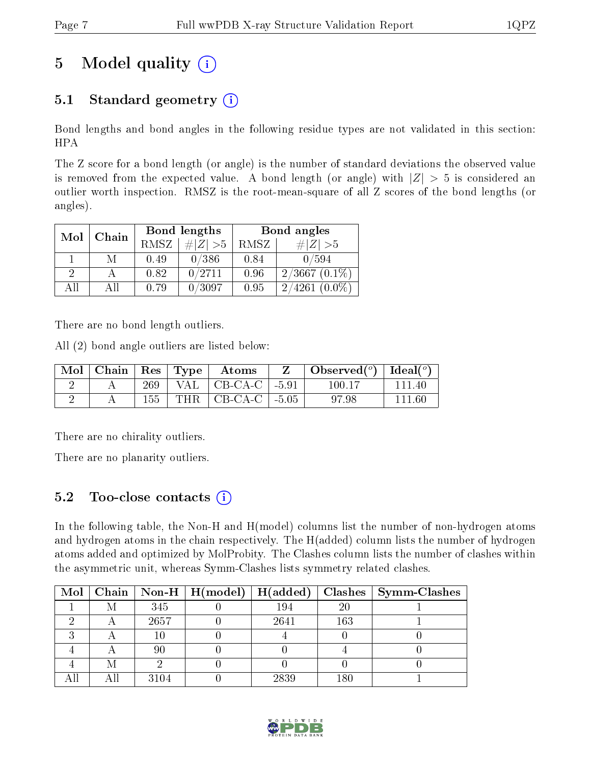# 5 Model quality (i)

## 5.1 Standard geometry (i)

Bond lengths and bond angles in the following residue types are not validated in this section: HPA

The Z score for a bond length (or angle) is the number of standard deviations the observed value is removed from the expected value. A bond length (or angle) with $|Z| > 5$ is considered an outlier worth inspection. RMSZ is the root-mean-square of all Z scores of the bond lengths (or angles).

| Mol | Chain | Bond lengths | | Bond angles | |
|---|---|---|---|---|---|
| | | RMSZ | $\#\|Z\| > 5$ | RMSZ | $\#\|Z\| > 5$ |
| 1 | M | 0.49 | 0/386 | 0.84 | 0/594 |
| 2 | A | 0.82 | 0/2711 | 0.96 | 2/3667 (0.1%) |
| All | All | 0.79 | 0/3097 | 0.95 | 2/4261 (0.0%) |

There are no bond length outliers.

All (2) bond angle outliers are listed below:

| Mol | Chain | Res | Type | Atoms | Z | Observed($^o$) | Ideal($^o$) |
|---|---|---|---|---|---|---|---|
| 2 | A | 269 | VAL | CB-CA-C | -5.91 | 100.17 | 111.40 |
| 2 | A | 155 | THR | CB-CA-C | -5.05 | 97.98 | 111.60 |

There are no chirality outliers.

There are no planarity outliers.

## 5.2 Too-close contacts (i)

In the following table, the Non-H and H(model) columns list the number of non-hydrogen atoms and hydrogen atoms in the chain respectively. The H(added) column lists the number of hydrogen atoms added and optimized by MolProbity. The Clashes column lists the number of clashes within the asymmetric unit, whereas Symm-Clashes lists symmetry related clashes.

| Mol | Chain | Non-H | H(model) | H(added) | Clashes | Symm-Clashes |
|---|---|---|---|---|---|---|
| 1 | M | 345 | 0 | 194 | 20 | 1 |
| 2 | A | 2657 | 0 | 2641 | 163 | 1 |
| 3 | A | 10 | 0 | 4 | 0 | 0 |
| 4 | A | 90 | 0 | 0 | 4 | 0 |
| 4 | M | 2 | 0 | 0 | 0 | 0 |
| All | All | 3104 | 0 | 2839 | 180 | 1 |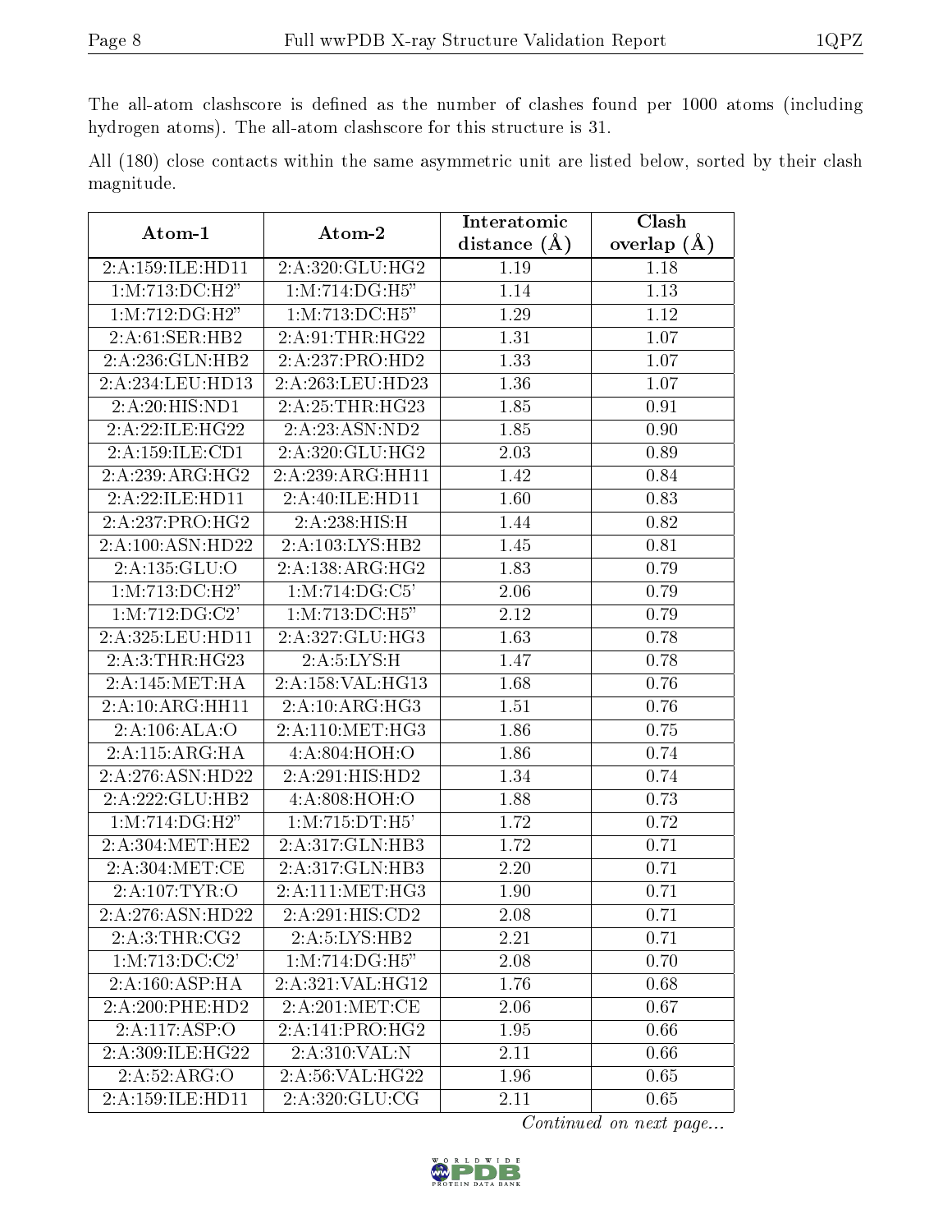The all-atom clashscore is defined as the number of clashes found per 1000 atoms (including hydrogen atoms). The all-atom clashscore for this structure is 31.

All (180) close contacts within the same asymmetric unit are listed below, sorted by their clash magnitude.

| Atom-1 | Atom-2 | Interatomic distance (Å) | Clash overlap (Å) |
|---|---|---|---|
| 2:A:159:ILE:HD11 | 2:A:320:GLU:HG2 | 1.19 | 1.18 |
| 1:M:713:DC:H2" | 1:M:714:DG:H5" | 1.14 | 1.13 |
| 1:M:712:DG:H2" | 1:M:713:DC:H5" | 1.29 | 1.12 |
| 2:A:61:SER:HB2 | 2:A:91:THR:HG22 | 1.31 | 1.07 |
| 2:A:236:GLN:HB2 | 2:A:237:PRO:HD2 | 1.33 | 1.07 |
| 2:A:234:LEU:HD13 | 2:A:263:LEU:HD23 | 1.36 | 1.07 |
| 2:A:20:HIS:ND1 | 2:A:25:THR:HG23 | 1.85 | 0.91 |
| 2:A:22:ILE:HG22 | 2:A:23:ASN:ND2 | 1.85 | 0.90 |
| 2:A:159:ILE:CD1 | 2:A:320:GLU:HG2 | 2.03 | 0.89 |
| 2:A:239:ARG:HG2 | 2:A:239:ARG:HH11 | 1.42 | 0.84 |
| 2:A:22:ILE:HD11 | 2:A:40:ILE:HD11 | 1.60 | 0.83 |
| 2:A:237:PRO:HG2 | 2:A:238:HIS:H | 1.44 | 0.82 |
| 2:A:100:ASN:HD22 | 2:A:103:LYS:HB2 | 1.45 | 0.81 |
| 2:A:135:GLU:O | 2:A:138:ARG:HG2 | 1.83 | 0.79 |
| 1:M:713:DC:H2" | 1:M:714:DG:C5' | 2.06 | 0.79 |
| 1:M:712:DG:C2' | 1:M:713:DC:H5" | 2.12 | 0.79 |
| 2:A:325:LEU:HD11 | 2:A:327:GLU:HG3 | 1.63 | 0.78 |
| 2:A:3:THR:HG23 | 2:A:5:LYS:H | 1.47 | 0.78 |
| 2:A:145:MET:HA | 2:A:158:VAL:HG13 | 1.68 | 0.76 |
| 2:A:10:ARG:HH11 | 2:A:10:ARG:HG3 | 1.51 | 0.76 |
| 2:A:106:ALA:O | 2:A:110:MET:HG3 | 1.86 | 0.75 |
| 2:A:115:ARG:HA | 4:A:804:HOH:O | 1.86 | 0.74 |
| 2:A:276:ASN:HD22 | 2:A:291:HIS:HD2 | 1.34 | 0.74 |
| 2:A:222:GLU:HB2 | 4:A:808:HOH:O | 1.88 | 0.73 |
| 1:M:714:DG:H2" | 1:M:715:DT:H5' | 1.72 | 0.72 |
| 2:A:304:MET:HE2 | 2:A:317:GLN:HB3 | 1.72 | 0.71 |
| 2:A:304:MET:CE | 2:A:317:GLN:HB3 | 2.20 | 0.71 |
| 2:A:107:TYR:O | 2:A:111:MET:HG3 | 1.90 | 0.71 |
| 2:A:276:ASN:HD22 | 2:A:291:HIS:CD2 | 2.08 | 0.71 |
| 2:A:3:THR:CG2 | 2:A:5:LYS:HB2 | 2.21 | 0.71 |
| 1:M:713:DC:C2' | 1:M:714:DG:H5" | 2.08 | 0.70 |
| 2:A:160:ASP:HA | 2:A:321:VAL:HG12 | 1.76 | 0.68 |
| 2:A:200:PHE:HD2 | 2:A:201:MET:CE | 2.06 | 0.67 |
| 2:A:117:ASP:O | 2:A:141:PRO:HG2 | 1.95 | 0.66 |
| 2:A:309:ILE:HG22 | 2:A:310:VAL:N | 2.11 | 0.66 |
| 2:A:52:ARG:O | 2:A:56:VAL:HG22 | 1.96 | 0.65 |
| 2:A:159:ILE:HD11 | 2:A:320:GLU:CG | 2.11 | 0.65 |

*Continued on next page...*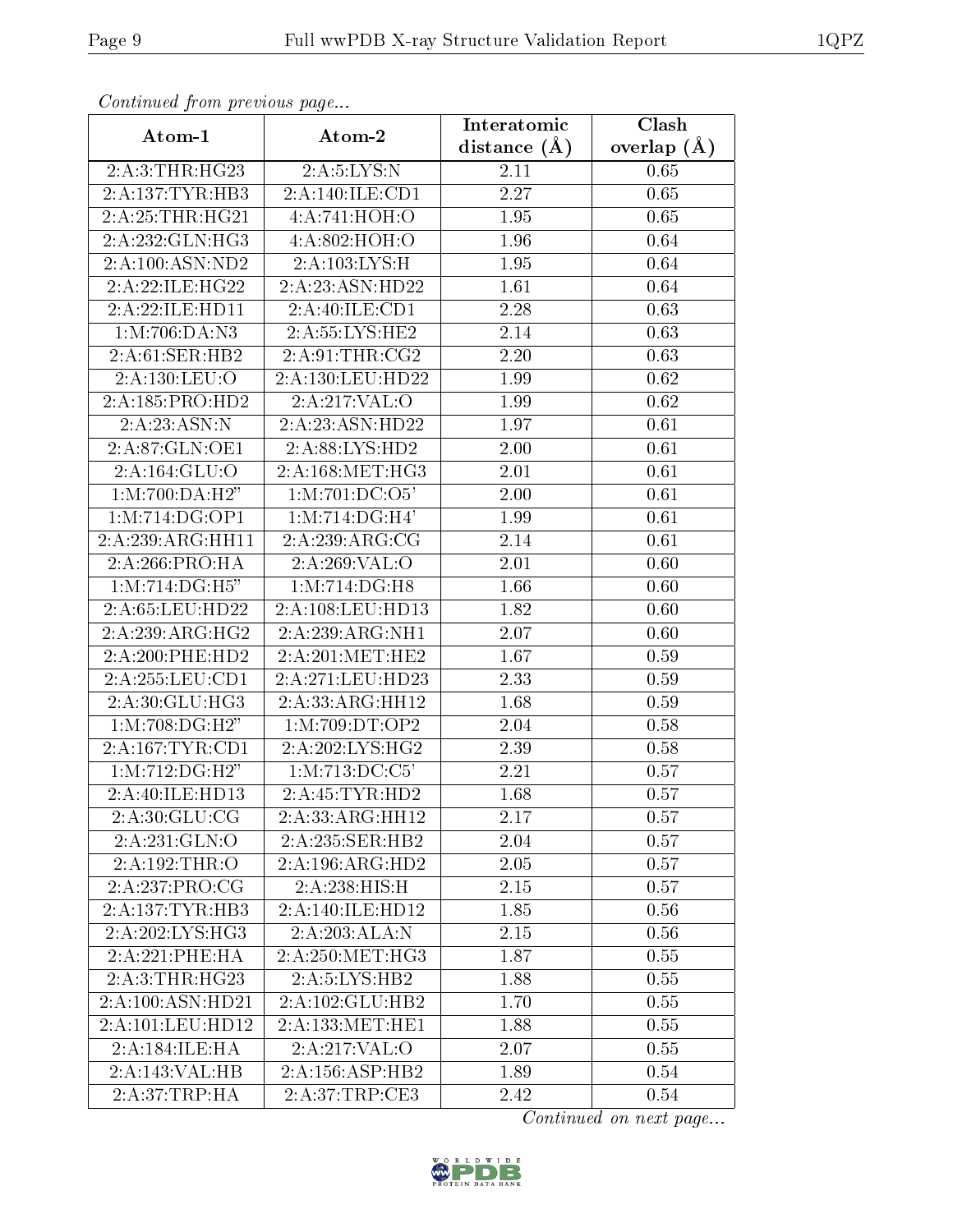*Continued from previous page...*

| Atom-1 | Atom-2 | Interatomic distance (Å) | Clash overlap (Å) |
| --- | --- | --- | --- |
| 2:A:3:THR:HG23 | 2:A:5:LYS:N | 2.11 | 0.65 |
| 2:A:137:TYR:HB3 | 2:A:140:ILE:CD1 | 2.27 | 0.65 |
| 2:A:25:THR:HG21 | 4:A:741:HOH:O | 1.95 | 0.65 |
| 2:A:232:GLN:HG3 | 4:A:802:HOH:O | 1.96 | 0.64 |
| 2:A:100:ASN:ND2 | 2:A:103:LYS:H | 1.95 | 0.64 |
| 2:A:22:ILE:HG22 | 2:A:23:ASN:HD22 | 1.61 | 0.64 |
| 2:A:22:ILE:HD11 | 2:A:40:ILE:CD1 | 2.28 | 0.63 |
| 1:M:706:DA:N3 | 2:A:55:LYS:HE2 | 2.14 | 0.63 |
| 2:A:61:SER:HB2 | 2:A:91:THR:CG2 | 2.20 | 0.63 |
| 2:A:130:LEU:O | 2:A:130:LEU:HD22 | 1.99 | 0.62 |
| 2:A:185:PRO:HD2 | 2:A:217:VAL:O | 1.99 | 0.62 |
| 2:A:23:ASN:N | 2:A:23:ASN:HD22 | 1.97 | 0.61 |
| 2:A:87:GLN:OE1 | 2:A:88:LYS:HD2 | 2.00 | 0.61 |
| 2:A:164:GLU:O | 2:A:168:MET:HG3 | 2.01 | 0.61 |
| 1:M:700:DA:H2" | 1:M:701:DC:O5' | 2.00 | 0.61 |
| 1:M:714:DG:OP1 | 1:M:714:DG:H4' | 1.99 | 0.61 |
| 2:A:239:ARG:HH11 | 2:A:239:ARG:CG | 2.14 | 0.61 |
| 2:A:266:PRO:HA | 2:A:269:VAL:O | 2.01 | 0.60 |
| 1:M:714:DG:H5" | 1:M:714:DG:H8 | 1.66 | 0.60 |
| 2:A:65:LEU:HD22 | 2:A:108:LEU:HD13 | 1.82 | 0.60 |
| 2:A:239:ARG:HG2 | 2:A:239:ARG:NH1 | 2.07 | 0.60 |
| 2:A:200:PHE:HD2 | 2:A:201:MET:HE2 | 1.67 | 0.59 |
| 2:A:255:LEU:CD1 | 2:A:271:LEU:HD23 | 2.33 | 0.59 |
| 2:A:30:GLU:HG3 | 2:A:33:ARG:HH12 | 1.68 | 0.59 |
| 1:M:708:DG:H2" | 1:M:709:DT:OP2 | 2.04 | 0.58 |
| 2:A:167:TYR:CD1 | 2:A:202:LYS:HG2 | 2.39 | 0.58 |
| 1:M:712:DG:H2" | 1:M:713:DC:C5' | 2.21 | 0.57 |
| 2:A:40:ILE:HD13 | 2:A:45:TYR:HD2 | 1.68 | 0.57 |
| 2:A:30:GLU:CG | 2:A:33:ARG:HH12 | 2.17 | 0.57 |
| 2:A:231:GLN:O | 2:A:235:SER:HB2 | 2.04 | 0.57 |
| 2:A:192:THR:O | 2:A:196:ARG:HD2 | 2.05 | 0.57 |
| 2:A:237:PRO:CG | 2:A:238:HIS:H | 2.15 | 0.57 |
| 2:A:137:TYR:HB3 | 2:A:140:ILE:HD12 | 1.85 | 0.56 |
| 2:A:202:LYS:HG3 | 2:A:203:ALA:N | 2.15 | 0.56 |
| 2:A:221:PHE:HA | 2:A:250:MET:HG3 | 1.87 | 0.55 |
| 2:A:3:THR:HG23 | 2:A:5:LYS:HB2 | 1.88 | 0.55 |
| 2:A:100:ASN:HD21 | 2:A:102:GLU:HB2 | 1.70 | 0.55 |
| 2:A:101:LEU:HD12 | 2:A:133:MET:HE1 | 1.88 | 0.55 |
| 2:A:184:ILE:HA | 2:A:217:VAL:O | 2.07 | 0.55 |
| 2:A:143:VAL:HB | 2:A:156:ASP:HB2 | 1.89 | 0.54 |
| 2:A:37:TRP:HA | 2:A:37:TRP:CE3 | 2.42 | 0.54 |

*Continued on next page...*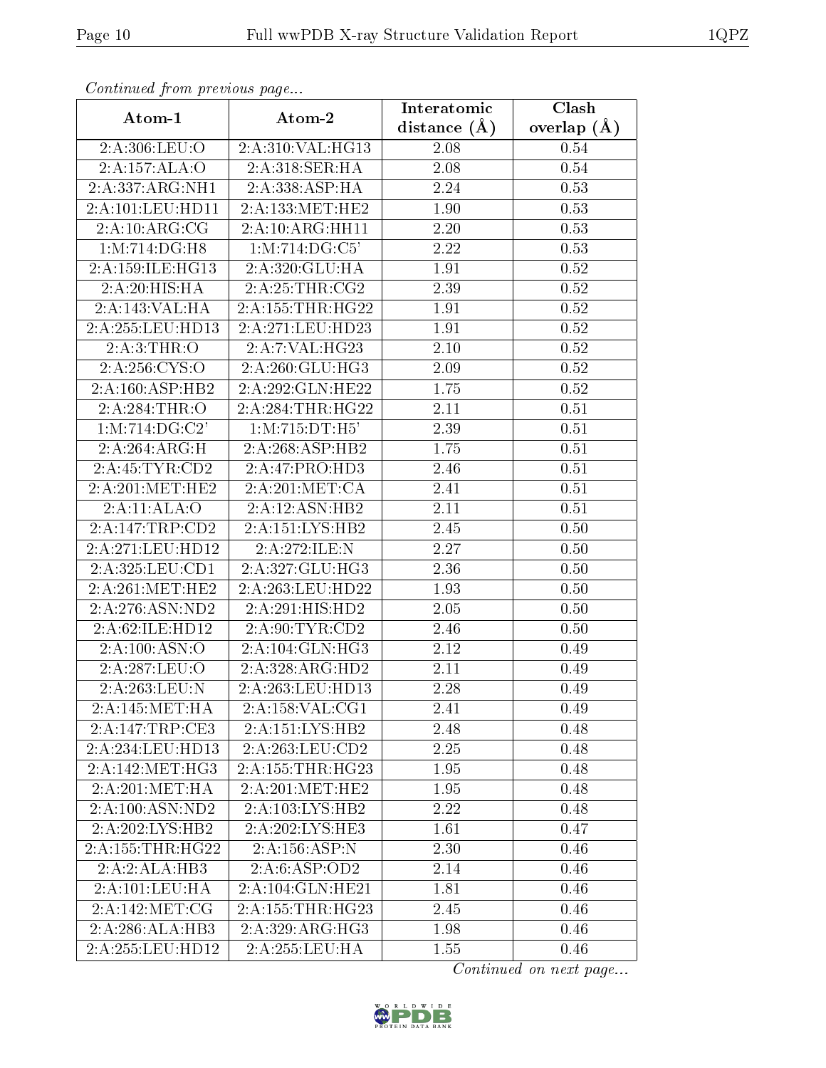*Continued from previous page...*

| Atom-1 | Atom-2 | Interatomic distance (Å) | Clash overlap (Å) |
|---|---|---|---|
| 2:A:306:LEU:O | 2:A:310:VAL:HG13 | 2.08 | 0.54 |
| 2:A:157:ALA:O | 2:A:318:SER:HA | 2.08 | 0.54 |
| 2:A:337:ARG:NH1 | 2:A:338:ASP:HA | 2.24 | 0.53 |
| 2:A:101:LEU:HD11 | 2:A:133:MET:HE2 | 1.90 | 0.53 |
| 2:A:10:ARG:CG | 2:A:10:ARG:HH11 | 2.20 | 0.53 |
| 1:M:714:DG:H8 | 1:M:714:DG:C5' | 2.22 | 0.53 |
| 2:A:159:ILE:HG13 | 2:A:320:GLU:HA | 1.91 | 0.52 |
| 2:A:20:HIS:HA | 2:A:25:THR:CG2 | 2.39 | 0.52 |
| 2:A:143:VAL:HA | 2:A:155:THR:HG22 | 1.91 | 0.52 |
| 2:A:255:LEU:HD13 | 2:A:271:LEU:HD23 | 1.91 | 0.52 |
| 2:A:3:THR:O | 2:A:7:VAL:HG23 | 2.10 | 0.52 |
| 2:A:256:CYS:O | 2:A:260:GLU:HG3 | 2.09 | 0.52 |
| 2:A:160:ASP:HB2 | 2:A:292:GLN:HE22 | 1.75 | 0.52 |
| 2:A:284:THR:O | 2:A:284:THR:HG22 | 2.11 | 0.51 |
| 1:M:714:DG:C2' | 1:M:715:DT:H5' | 2.39 | 0.51 |
| 2:A:264:ARG:H | 2:A:268:ASP:HB2 | 1.75 | 0.51 |
| 2:A:45:TYR:CD2 | 2:A:47:PRO:HD3 | 2.46 | 0.51 |
| 2:A:201:MET:HE2 | 2:A:201:MET:CA | 2.41 | 0.51 |
| 2:A:11:ALA:O | 2:A:12:ASN:HB2 | 2.11 | 0.51 |
| 2:A:147:TRP:CD2 | 2:A:151:LYS:HB2 | 2.45 | 0.50 |
| 2:A:271:LEU:HD12 | 2:A:272:ILE:N | 2.27 | 0.50 |
| 2:A:325:LEU:CD1 | 2:A:327:GLU:HG3 | 2.36 | 0.50 |
| 2:A:261:MET:HE2 | 2:A:263:LEU:HD22 | 1.93 | 0.50 |
| 2:A:276:ASN:ND2 | 2:A:291:HIS:HD2 | 2.05 | 0.50 |
| 2:A:62:ILE:HD12 | 2:A:90:TYR:CD2 | 2.46 | 0.50 |
| 2:A:100:ASN:O | 2:A:104:GLN:HG3 | 2.12 | 0.49 |
| 2:A:287:LEU:O | 2:A:328:ARG:HD2 | 2.11 | 0.49 |
| 2:A:263:LEU:N | 2:A:263:LEU:HD13 | 2.28 | 0.49 |
| 2:A:145:MET:HA | 2:A:158:VAL:CG1 | 2.41 | 0.49 |
| 2:A:147:TRP:CE3 | 2:A:151:LYS:HB2 | 2.48 | 0.48 |
| 2:A:234:LEU:HD13 | 2:A:263:LEU:CD2 | 2.25 | 0.48 |
| 2:A:142:MET:HG3 | 2:A:155:THR:HG23 | 1.95 | 0.48 |
| 2:A:201:MET:HA | 2:A:201:MET:HE2 | 1.95 | 0.48 |
| 2:A:100:ASN:ND2 | 2:A:103:LYS:HB2 | 2.22 | 0.48 |
| 2:A:202:LYS:HB2 | 2:A:202:LYS:HE3 | 1.61 | 0.47 |
| 2:A:155:THR:HG22 | 2:A:156:ASP:N | 2.30 | 0.46 |
| 2:A:2:ALA:HB3 | 2:A:6:ASP:OD2 | 2.14 | 0.46 |
| 2:A:101:LEU:HA | 2:A:104:GLN:HE21 | 1.81 | 0.46 |
| 2:A:142:MET:CG | 2:A:155:THR:HG23 | 2.45 | 0.46 |
| 2:A:286:ALA:HB3 | 2:A:329:ARG:HG3 | 1.98 | 0.46 |
| 2:A:255:LEU:HD12 | 2:A:255:LEU:HA | 1.55 | 0.46 |

*Continued on next page...*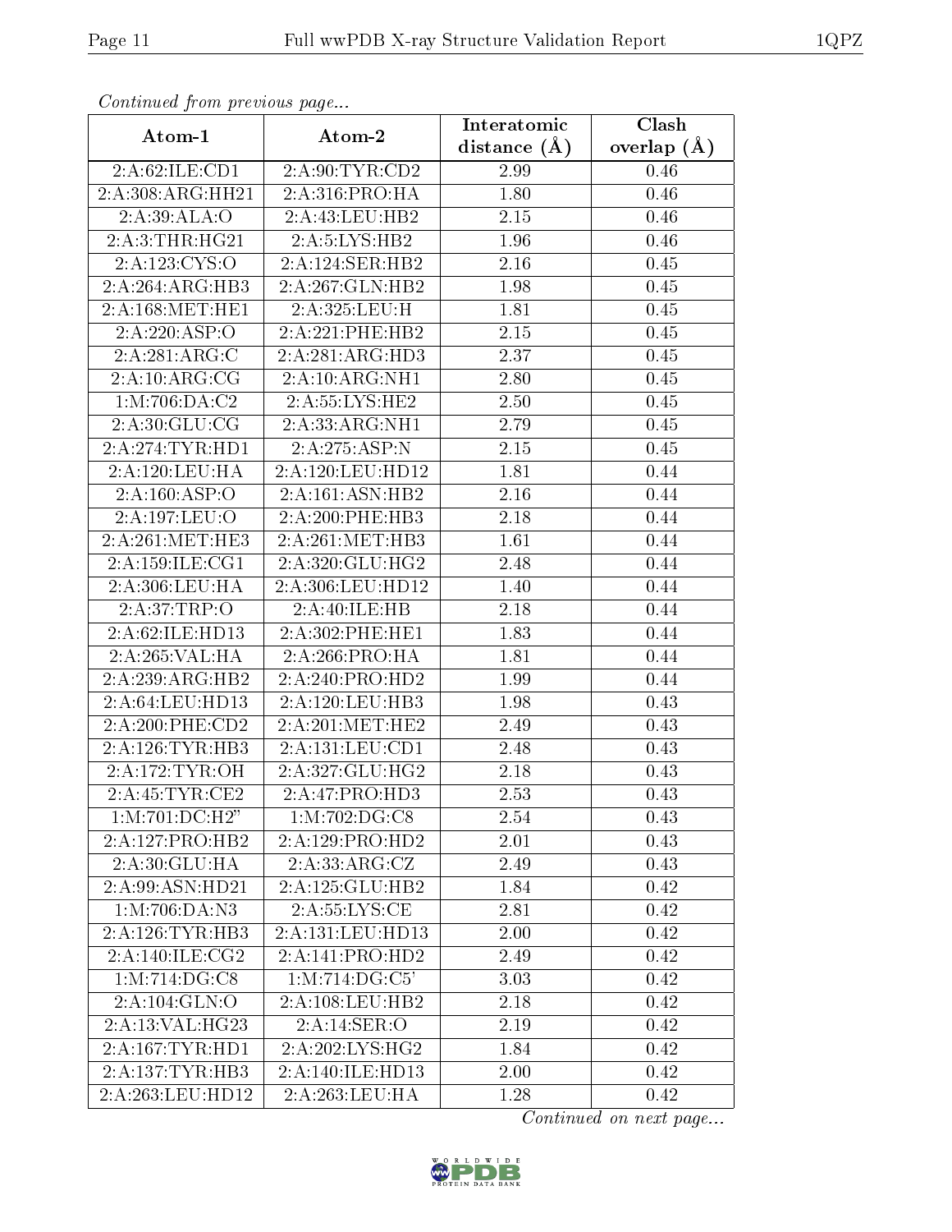*Continued from previous page...*

| Atom-1 | Atom-2 | Interatomic distance (Å) | Clash overlap (Å) |
|---|---|---|---|
| 2:A:62:ILE:CD1 | 2:A:90:TYR:CD2 | 2.99 | 0.46 |
| 2:A:308:ARG:HH21 | 2:A:316:PRO:HA | 1.80 | 0.46 |
| 2:A:39:ALA:O | 2:A:43:LEU:HB2 | 2.15 | 0.46 |
| 2:A:3:THR:HG21 | 2:A:5:LYS:HB2 | 1.96 | 0.46 |
| 2:A:123:CYS:O | 2:A:124:SER:HB2 | 2.16 | 0.45 |
| 2:A:264:ARG:HB3 | 2:A:267:GLN:HB2 | 1.98 | 0.45 |
| 2:A:168:MET:HE1 | 2:A:325:LEU:H | 1.81 | 0.45 |
| 2:A:220:ASP:O | 2:A:221:PHE:HB2 | 2.15 | 0.45 |
| 2:A:281:ARG:C | 2:A:281:ARG:HD3 | 2.37 | 0.45 |
| 2:A:10:ARG:CG | 2:A:10:ARG:NH1 | 2.80 | 0.45 |
| 1:M:706:DA:C2 | 2:A:55:LYS:HE2 | 2.50 | 0.45 |
| 2:A:30:GLU:CG | 2:A:33:ARG:NH1 | 2.79 | 0.45 |
| 2:A:274:TYR:HD1 | 2:A:275:ASP:N | 2.15 | 0.45 |
| 2:A:120:LEU:HA | 2:A:120:LEU:HD12 | 1.81 | 0.44 |
| 2:A:160:ASP:O | 2:A:161:ASN:HB2 | 2.16 | 0.44 |
| 2:A:197:LEU:O | 2:A:200:PHE:HB3 | 2.18 | 0.44 |
| 2:A:261:MET:HE3 | 2:A:261:MET:HB3 | 1.61 | 0.44 |
| 2:A:159:ILE:CG1 | 2:A:320:GLU:HG2 | 2.48 | 0.44 |
| 2:A:306:LEU:HA | 2:A:306:LEU:HD12 | 1.40 | 0.44 |
| 2:A:37:TRP:O | 2:A:40:ILE:HB | 2.18 | 0.44 |
| 2:A:62:ILE:HD13 | 2:A:302:PHE:HE1 | 1.83 | 0.44 |
| 2:A:265:VAL:HA | 2:A:266:PRO:HA | 1.81 | 0.44 |
| 2:A:239:ARG:HB2 | 2:A:240:PRO:HD2 | 1.99 | 0.44 |
| 2:A:64:LEU:HD13 | 2:A:120:LEU:HB3 | 1.98 | 0.43 |
| 2:A:200:PHE:CD2 | 2:A:201:MET:HE2 | 2.49 | 0.43 |
| 2:A:126:TYR:HB3 | 2:A:131:LEU:CD1 | 2.48 | 0.43 |
| 2:A:172:TYR:OH | 2:A:327:GLU:HG2 | 2.18 | 0.43 |
| 2:A:45:TYR:CE2 | 2:A:47:PRO:HD3 | 2.53 | 0.43 |
| 1:M:701:DC:H2" | 1:M:702:DG:C8 | 2.54 | 0.43 |
| 2:A:127:PRO:HB2 | 2:A:129:PRO:HD2 | 2.01 | 0.43 |
| 2:A:30:GLU:HA | 2:A:33:ARG:CZ | 2.49 | 0.43 |
| 2:A:99:ASN:HD21 | 2:A:125:GLU:HB2 | 1.84 | 0.42 |
| 1:M:706:DA:N3 | 2:A:55:LYS:CE | 2.81 | 0.42 |
| 2:A:126:TYR:HB3 | 2:A:131:LEU:HD13 | 2.00 | 0.42 |
| 2:A:140:ILE:CG2 | 2:A:141:PRO:HD2 | 2.49 | 0.42 |
| 1:M:714:DG:C8 | 1:M:714:DG:C5' | 3.03 | 0.42 |
| 2:A:104:GLN:O | 2:A:108:LEU:HB2 | 2.18 | 0.42 |
| 2:A:13:VAL:HG23 | 2:A:14:SER:O | 2.19 | 0.42 |
| 2:A:167:TYR:HD1 | 2:A:202:LYS:HG2 | 1.84 | 0.42 |
| 2:A:137:TYR:HB3 | 2:A:140:ILE:HD13 | 2.00 | 0.42 |
| 2:A:263:LEU:HD12 | 2:A:263:LEU:HA | 1.28 | 0.42 |

*Continued on next page...*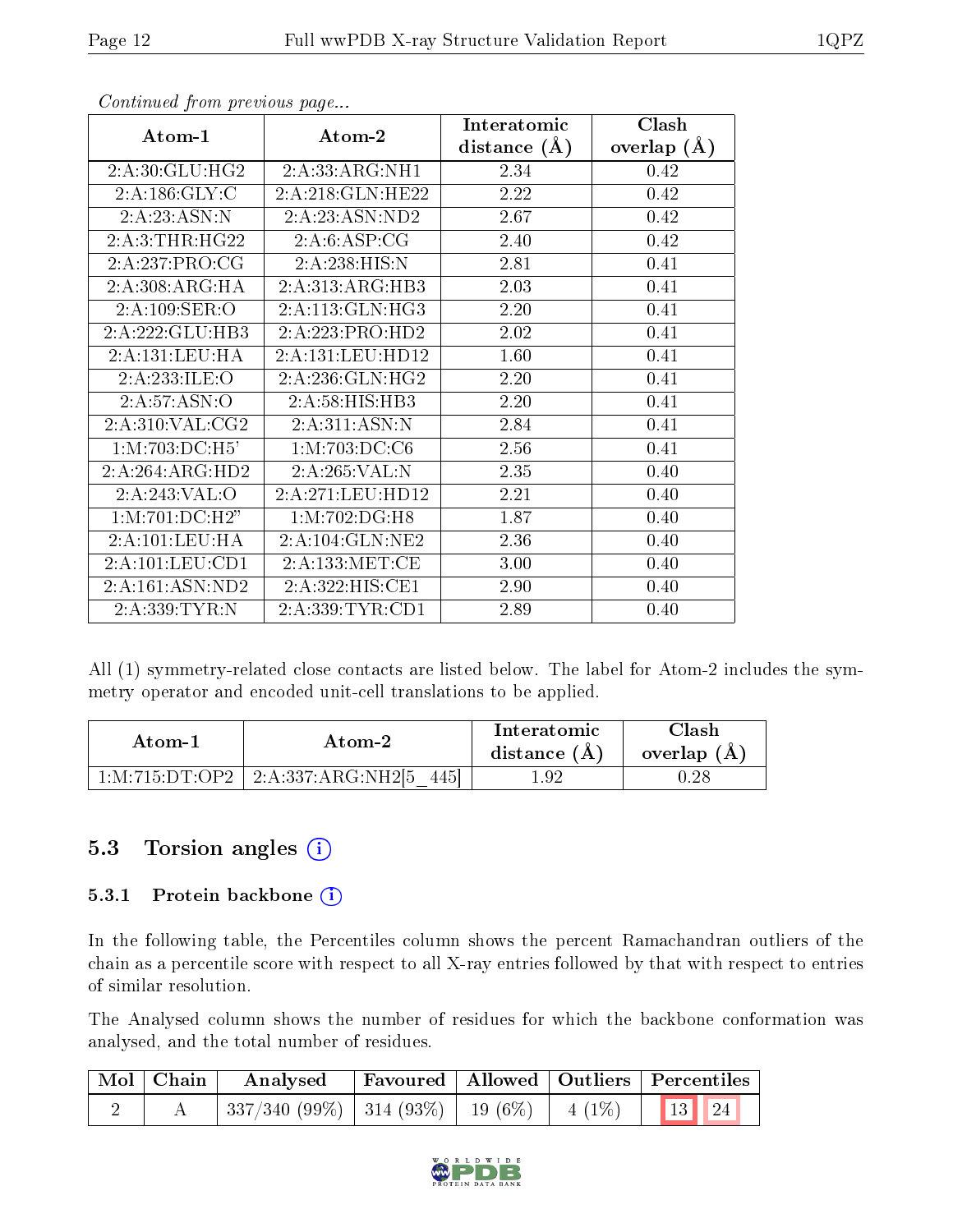*Continued from previous page...*

| Atom-1 | Atom-2 | Interatomic distance (Å) | Clash overlap (Å) |
|---|---|---|---|
| 2:A:30:GLU:HG2 | 2:A:33:ARG:NH1 | 2.34 | 0.42 |
| 2:A:186:GLY:C | 2:A:218:GLN:HE22 | 2.22 | 0.42 |
| 2:A:23:ASN:N | 2:A:23:ASN:ND2 | 2.67 | 0.42 |
| 2:A:3:THR:HG22 | 2:A:6:ASP:CG | 2.40 | 0.42 |
| 2:A:237:PRO:CG | 2:A:238:HIS:N | 2.81 | 0.41 |
| 2:A:308:ARG:HA | 2:A:313:ARG:HB3 | 2.03 | 0.41 |
| 2:A:109:SER:O | 2:A:113:GLN:HG3 | 2.20 | 0.41 |
| 2:A:222:GLU:HB3 | 2:A:223:PRO:HD2 | 2.02 | 0.41 |
| 2:A:131:LEU:HA | 2:A:131:LEU:HD12 | 1.60 | 0.41 |
| 2:A:233:ILE:O | 2:A:236:GLN:HG2 | 2.20 | 0.41 |
| 2:A:57:ASN:O | 2:A:58:HIS:HB3 | 2.20 | 0.41 |
| 2:A:310:VAL:CG2 | 2:A:311:ASN:N | 2.84 | 0.41 |
| 1:M:703:DC:H5' | 1:M:703:DC:C6 | 2.56 | 0.41 |
| 2:A:264:ARG:HD2 | 2:A:265:VAL:N | 2.35 | 0.40 |
| 2:A:243:VAL:O | 2:A:271:LEU:HD12 | 2.21 | 0.40 |
| 1:M:701:DC:H2" | 1:M:702:DG:H8 | 1.87 | 0.40 |
| 2:A:101:LEU:HA | 2:A:104:GLN:NE2 | 2.36 | 0.40 |
| 2:A:101:LEU:CD1 | 2:A:133:MET:CE | 3.00 | 0.40 |
| 2:A:161:ASN:ND2 | 2:A:322:HIS:CE1 | 2.90 | 0.40 |
| 2:A:339:TYR:N | 2:A:339:TYR:CD1 | 2.89 | 0.40 |

All (1) symmetry-related close contacts are listed below. The label for Atom-2 includes the symmetry operator and encoded unit-cell translations to be applied.

| Atom-1 | Atom-2 | Interatomic distance (Å) | Clash overlap (Å) |
|---|---|---|---|
| 1:M:715:DT:OP2 | 2:A:337:ARG:NH2[5_445] | 1.92 | 0.28 |

## 5.3 Torsion angles (i)

### 5.3.1 Protein backbone (i)

In the following table, the Percentiles column shows the percent Ramachandran outliers of the chain as a percentile score with respect to all X-ray entries followed by that with respect to entries of similar resolution.

The Analysed column shows the number of residues for which the backbone conformation was analysed, and the total number of residues.

| Mol | Chain | Analysed | Favoured | Allowed | Outliers | Percentiles | |
|---|---|---|---|---|---|---|---|
| 2 | A | 337/340 (99%) | 314 (93%) | 19 (6%) | 4 (1%) | 13 | 24 |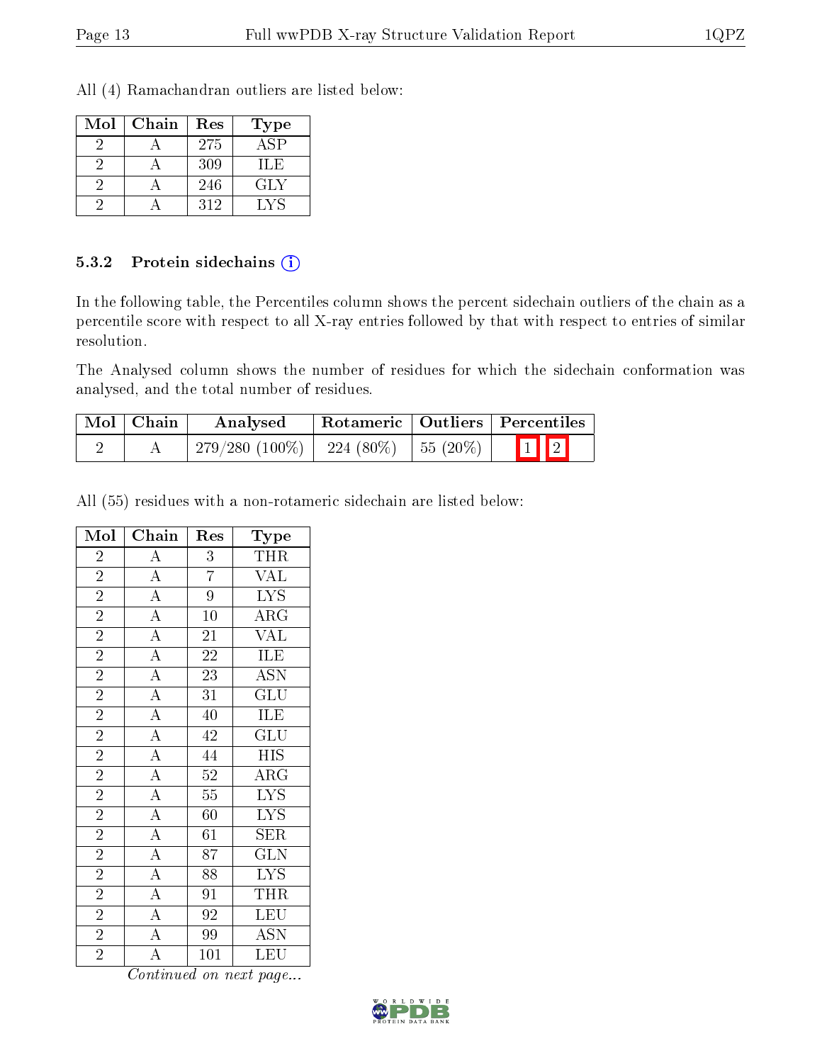All (4) Ramachandran outliers are listed below:

| Mol | Chain | Res | Type |
|---|---|---|---|
| 2 | A | 275 | ASP |
| 2 | A | 309 | ILE |
| 2 | A | 246 | GLY |
| 2 | A | 312 | LYS |

### 5.3.2 Protein sidechains

In the following table, the Percentiles column shows the percent sidechain outliers of the chain as a percentile score with respect to all X-ray entries followed by that with respect to entries of similar resolution.

The Analysed column shows the number of residues for which the sidechain conformation was analysed, and the total number of residues.

| Mol | Chain | Analysed | Rotameric | Outliers | Percentiles |
|---|---|---|---|---|---|
| 2 | A | 279/280 (100%) | 224 (80%) | 55 (20%) | 1 2 |

All (55) residues with a non-rotameric sidechain are listed below:

| Mol | Chain | Res | Type |
|---|---|---|---|
| 2 | A | 3 | THR |
| 2 | A | 7 | VAL |
| 2 | A | 9 | LYS |
| 2 | A | 10 | ARG |
| 2 | A | 21 | VAL |
| 2 | A | 22 | ILE |
| 2 | A | 23 | ASN |
| 2 | A | 31 | GLU |
| 2 | A | 40 | ILE |
| 2 | A | 42 | GLU |
| 2 | A | 44 | HIS |
| 2 | A | 52 | ARG |
| 2 | A | 55 | LYS |
| 2 | A | 60 | LYS |
| 2 | A | 61 | SER |
| 2 | A | 87 | GLN |
| 2 | A | 88 | LYS |
| 2 | A | 91 | THR |
| 2 | A | 92 | LEU |
| 2 | A | 99 | ASN |
| 2 | A | 101 | LEU |

*Continued on next page...*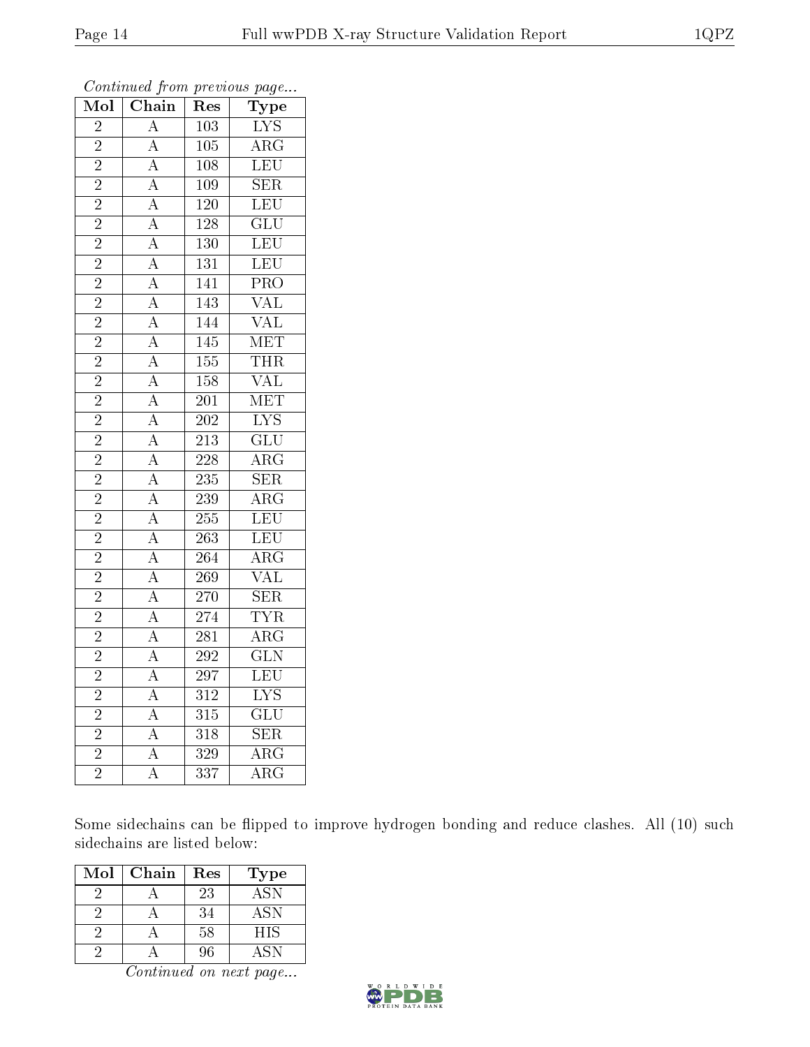*Continued from previous page...*

| Mol | Chain | Res | Type |
|---|---|---|---|
| 2 | A | 103 | LYS |
| 2 | A | 105 | ARG |
| 2 | A | 108 | LEU |
| 2 | A | 109 | SER |
| 2 | A | 120 | LEU |
| 2 | A | 128 | GLU |
| 2 | A | 130 | LEU |
| 2 | A | 131 | LEU |
| 2 | A | 141 | PRO |
| 2 | A | 143 | VAL |
| 2 | A | 144 | VAL |
| 2 | A | 145 | MET |
| 2 | A | 155 | THR |
| 2 | A | 158 | VAL |
| 2 | A | 201 | MET |
| 2 | A | 202 | LYS |
| 2 | A | 213 | GLU |
| 2 | A | 228 | ARG |
| 2 | A | 235 | SER |
| 2 | A | 239 | ARG |
| 2 | A | 255 | LEU |
| 2 | A | 263 | LEU |
| 2 | A | 264 | ARG |
| 2 | A | 269 | VAL |
| 2 | A | 270 | SER |
| 2 | A | 274 | TYR |
| 2 | A | 281 | ARG |
| 2 | A | 292 | GLN |
| 2 | A | 297 | LEU |
| 2 | A | 312 | LYS |
| 2 | A | 315 | GLU |
| 2 | A | 318 | SER |
| 2 | A | 329 | ARG |
| 2 | A | 337 | ARG |

Some sidechains can be flipped to improve hydrogen bonding and reduce clashes. All (10) such sidechains are listed below:

| Mol | Chain | Res | Type |
|---|---|---|---|
| 2 | A | 23 | ASN |
| 2 | A | 34 | ASN |
| 2 | A | 58 | HIS |
| 2 | A | 96 | ASN |

*Continued on next page...*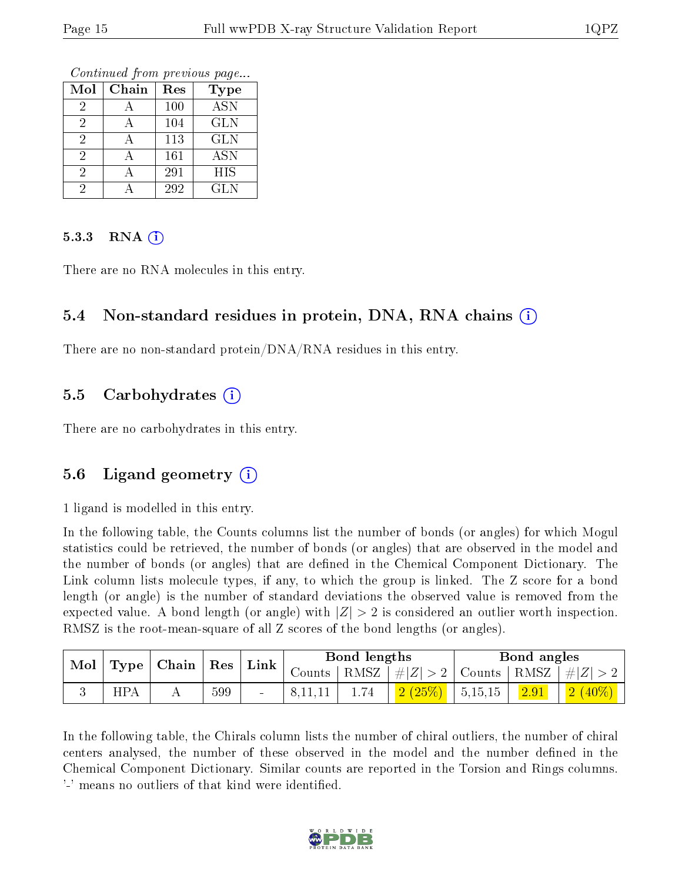*Continued from previous page...*

| Mol | Chain | Res | Type |
|---|---|---|---|
| 2 | A | 100 | ASN |
| 2 | A | 104 | GLN |
| 2 | A | 113 | GLN |
| 2 | A | 161 | ASN |
| 2 | A | 291 | HIS |
| 2 | A | 292 | GLN |

#### 5.3.3 RNA (i)

There are no RNA molecules in this entry.

### 5.4 Non-standard residues in protein, DNA, RNA chains (i)

There are no non-standard protein/DNA/RNA residues in this entry.

### 5.5 Carbohydrates (i)

There are no carbohydrates in this entry.

### 5.6 Ligand geometry (i)

1 ligand is modelled in this entry.

In the following table, the Counts columns list the number of bonds (or angles) for which Mogul statistics could be retrieved, the number of bonds (or angles) that are observed in the model and the number of bonds (or angles) that are defined in the Chemical Component Dictionary. The Link column lists molecule types, if any, to which the group is linked. The Z score for a bond length (or angle) is the number of standard deviations the observed value is removed from the expected value. A bond length (or angle) with $|Z| > 2$ is considered an outlier worth inspection. RMSZ is the root-mean-square of all Z scores of the bond lengths (or angles).

| Mol | Type | Chain | Res | Link | Bond lengths | | | Bond angles | | |
|---|---|---|---|---|---|---|---|---|---|---|
| | | | | | Counts | RMSZ | $\#\|Z\| > 2$ | Counts | RMSZ | $\#\|Z\| > 2$ |
| 3 | HPA | A | 599 | - | 8,11,11 | 1.74 | 2 (25%) | 5,15,15 | 2.91 | 2 (40%) |

In the following table, the Chirals column lists the number of chiral outliers, the number of chiral centers analysed, the number of these observed in the model and the number defined in the Chemical Component Dictionary. Similar counts are reported in the Torsion and Rings columns. '-' means no outliers of that kind were identified.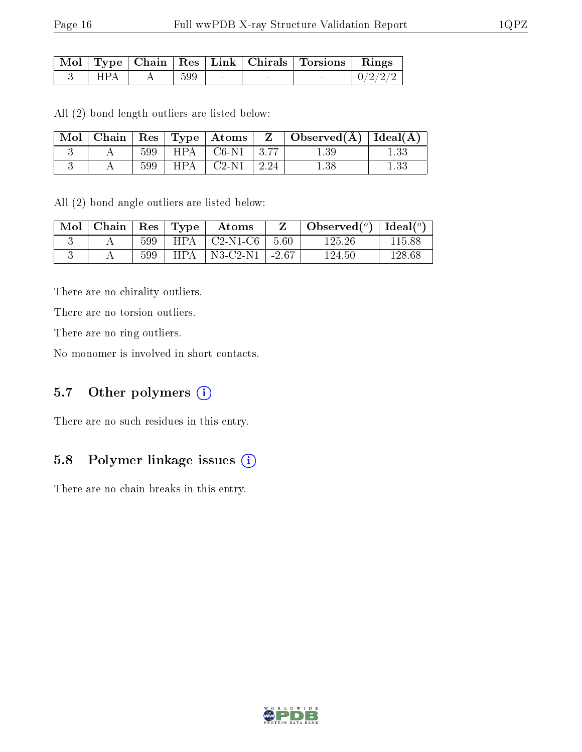| Mol | Type | Chain | Res | Link | Chirals | Torsions | Rings |
|---|---|---|---|---|---|---|---|
| 3 | HPA | A | 599 | - | - | - | 0/2/2/2 |

All (2) bond length outliers are listed below:

| Mol | Chain | Res | Type | Atoms | Z | Observed(Å) | Ideal(Å) |
|---|---|---|---|---|---|---|---|
| 3 | A | 599 | HPA | C6-N1 | 3.77 | 1.39 | 1.33 |
| 3 | A | 599 | HPA | C2-N1 | 2.24 | 1.38 | 1.33 |

All (2) bond angle outliers are listed below:

| Mol | Chain | Res | Type | Atoms | Z | Observed(°) | Ideal(°) |
|---|---|---|---|---|---|---|---|
| 3 | A | 599 | HPA | C2-N1-C6 | 5.60 | 125.26 | 115.88 |
| 3 | A | 599 | HPA | N3-C2-N1 | -2.67 | 124.50 | 128.68 |

There are no chirality outliers.

There are no torsion outliers.

There are no ring outliers.

No monomer is involved in short contacts.

## 5.7 Other polymers

There are no such residues in this entry.

## 5.8 Polymer linkage issues

There are no chain breaks in this entry.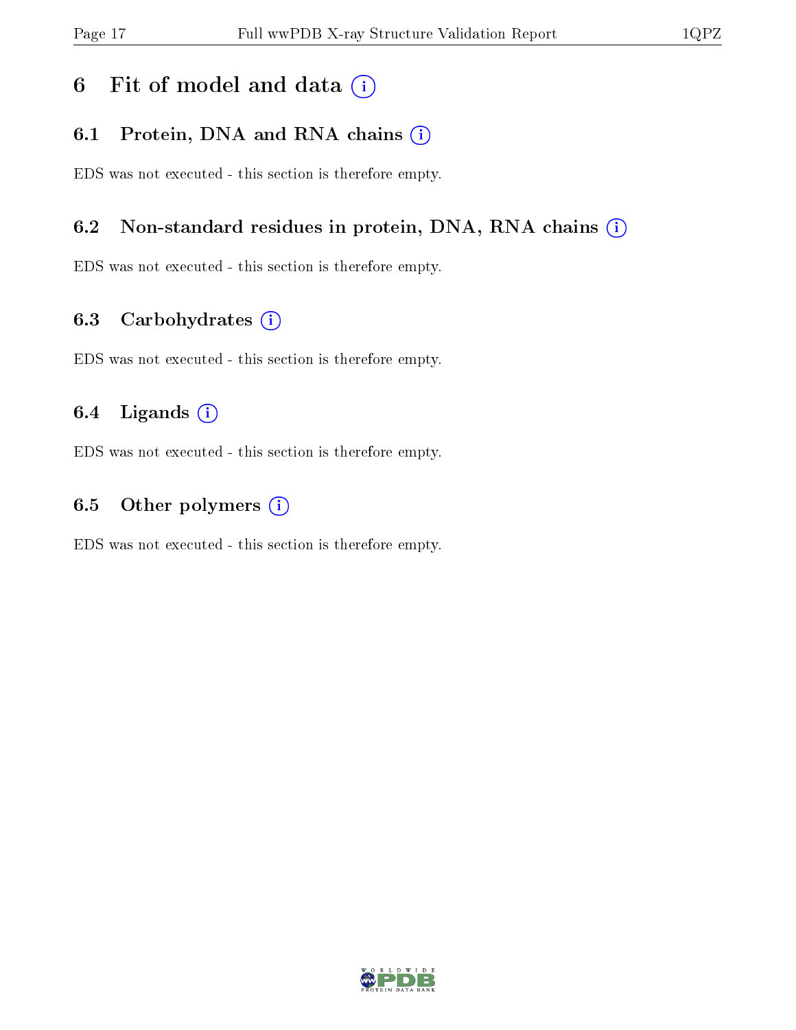# 6 Fit of model and data

## 6.1 Protein, DNA and RNA chains

EDS was not executed - this section is therefore empty.

## 6.2 Non-standard residues in protein, DNA, RNA chains

EDS was not executed - this section is therefore empty.

## 6.3 Carbohydrates

EDS was not executed - this section is therefore empty.

## 6.4 Ligands

EDS was not executed - this section is therefore empty.

## 6.5 Other polymers

EDS was not executed - this section is therefore empty.